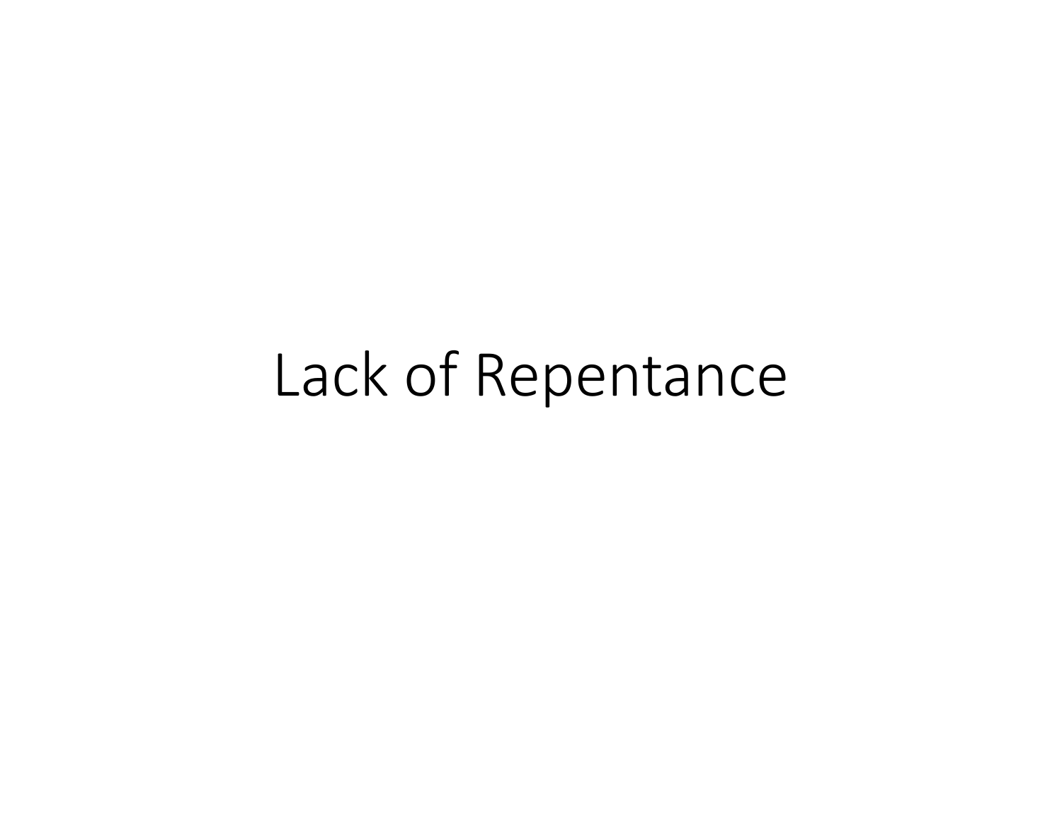# Lack of Repentance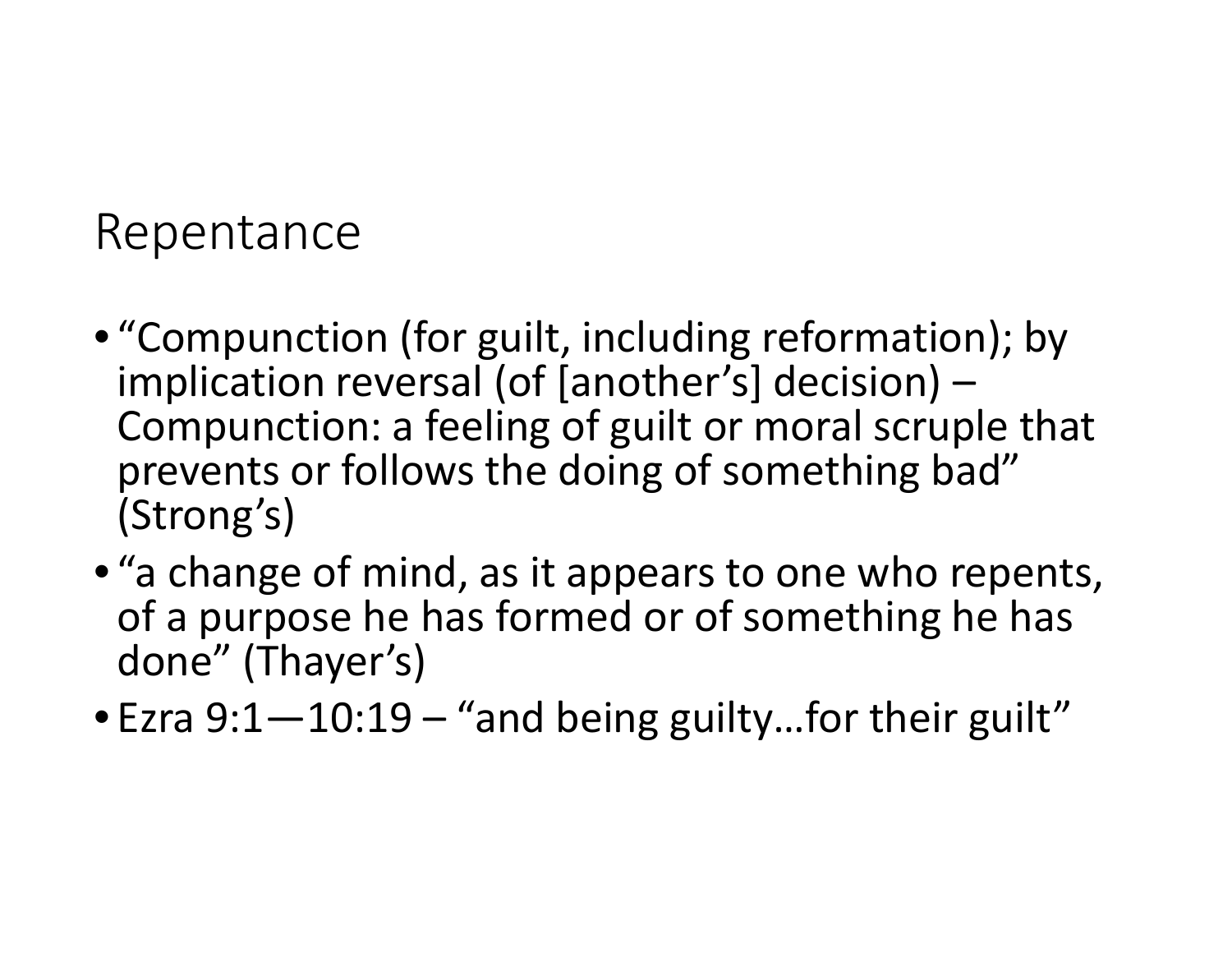# Repentance

- "Compunction (for guilt, including reformation); by implication reversal (of [another's] decision) – Compunction: a feeling of guilt or moral scruple that prevents or follows the doing of something bad" (Strong's)
- "a change of mind, as it appears to one who repents, of a purpose he has formed or of something he has done" (Thayer's)
- Ezra 9:1—10:19 – "and being guilty…for their guilt"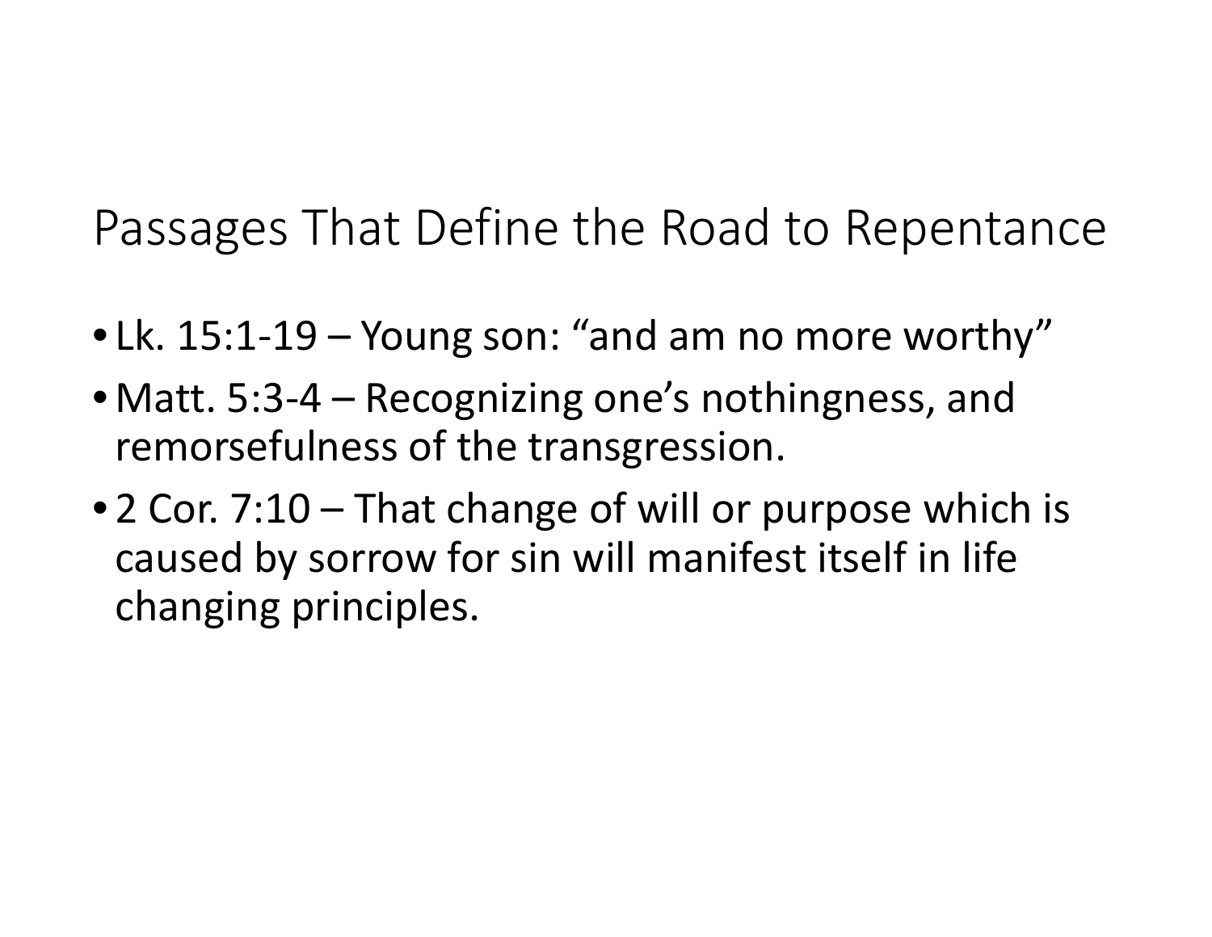# Passages That Define the Road to Repentance

- Lk. 15:1-19 – Young son: “and am no more worthy”
- Matt. 5:3-4 – Recognizing one’s nothingness, and remorsefulness of the transgression.
- 2 Cor. 7:10 – That change of will or purpose which is caused by sorrow for sin will manifest itself in life changing principles.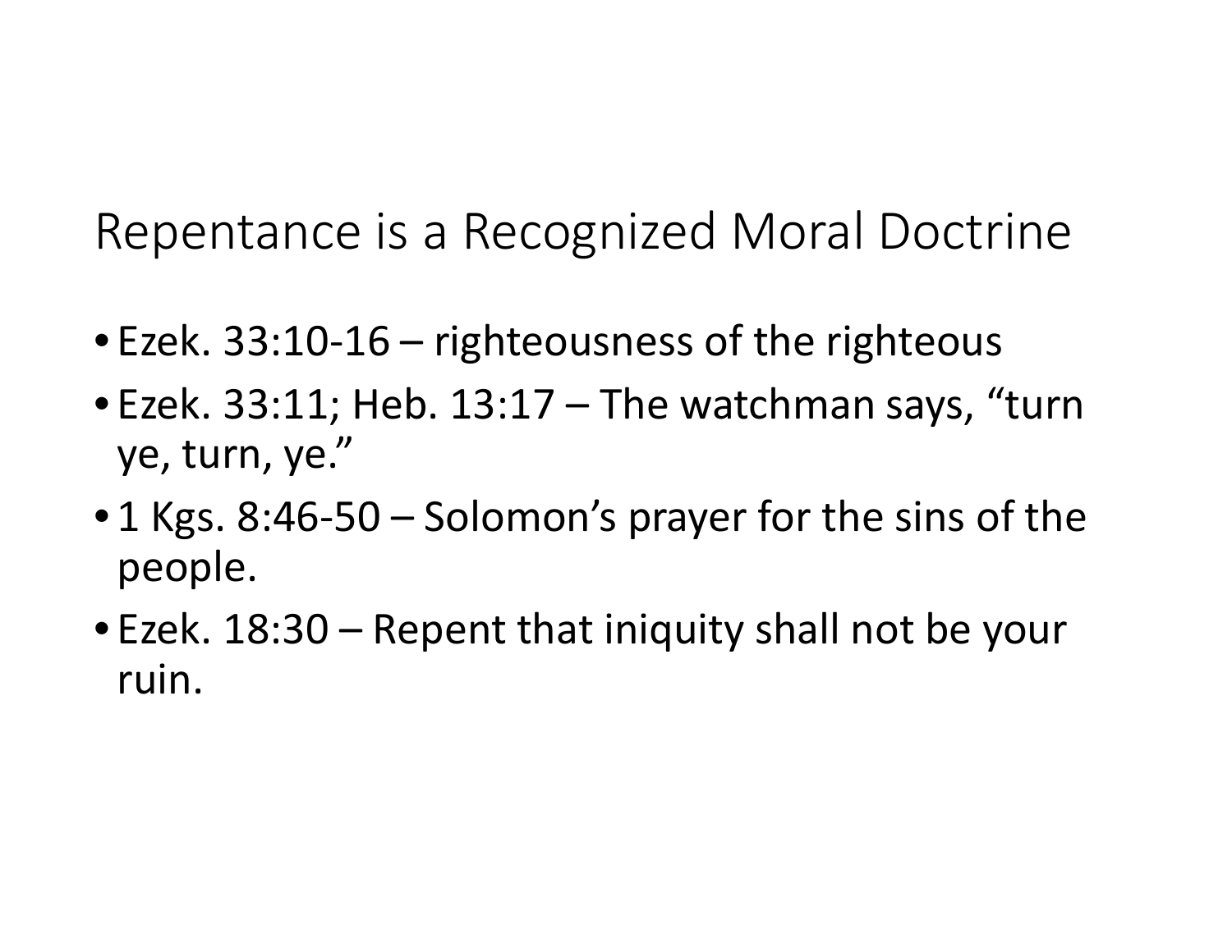# Repentance is a Recognized Moral Doctrine

- Ezek. 33:10-16 – righteousness of the righteous
- Ezek. 33:11; Heb. 13:17 – The watchman says, "turn ye, turn, ye."
- 1 Kgs. 8:46-50 – Solomon's prayer for the sins of the people.
- Ezek. 18:30 – Repent that iniquity shall not be your ruin.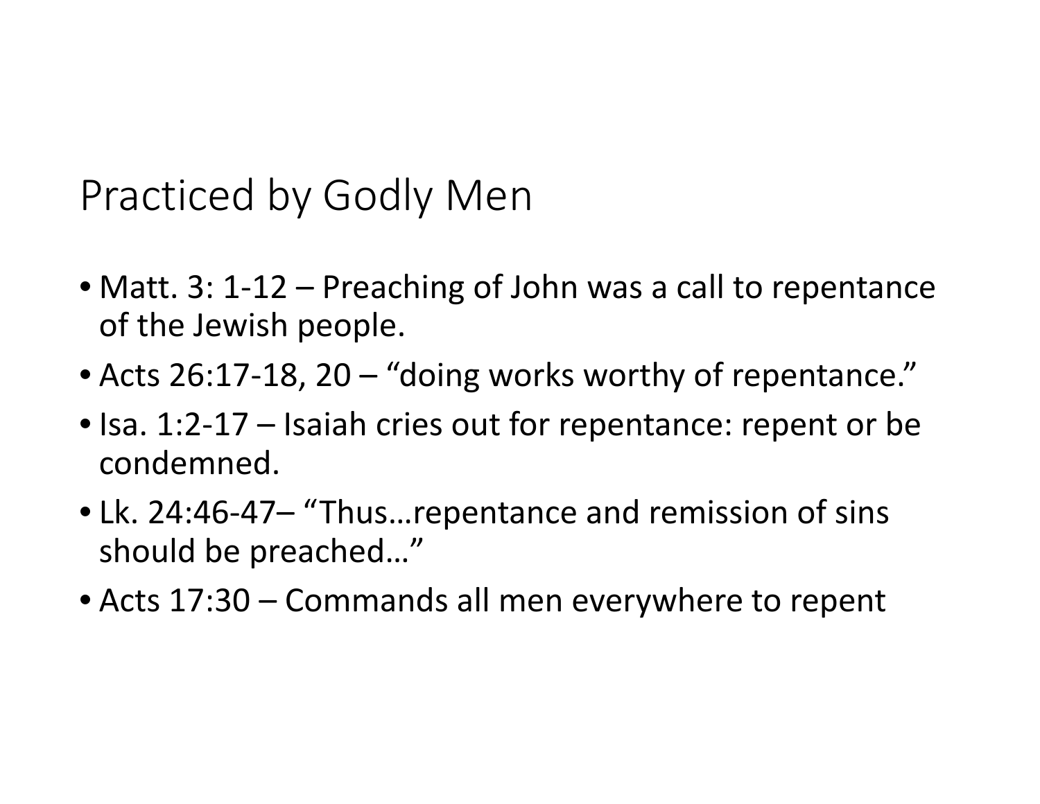# Practiced by Godly Men

- Matt. 3: 1-12 – Preaching of John was a call to repentance of the Jewish people.
- Acts 26:17-18, 20 – “doing works worthy of repentance.”
- Isa. 1:2-17 – Isaiah cries out for repentance: repent or be condemned.
- Lk. 24:46-47– “Thus…repentance and remission of sins should be preached…”
- Acts 17:30 – Commands all men everywhere to repent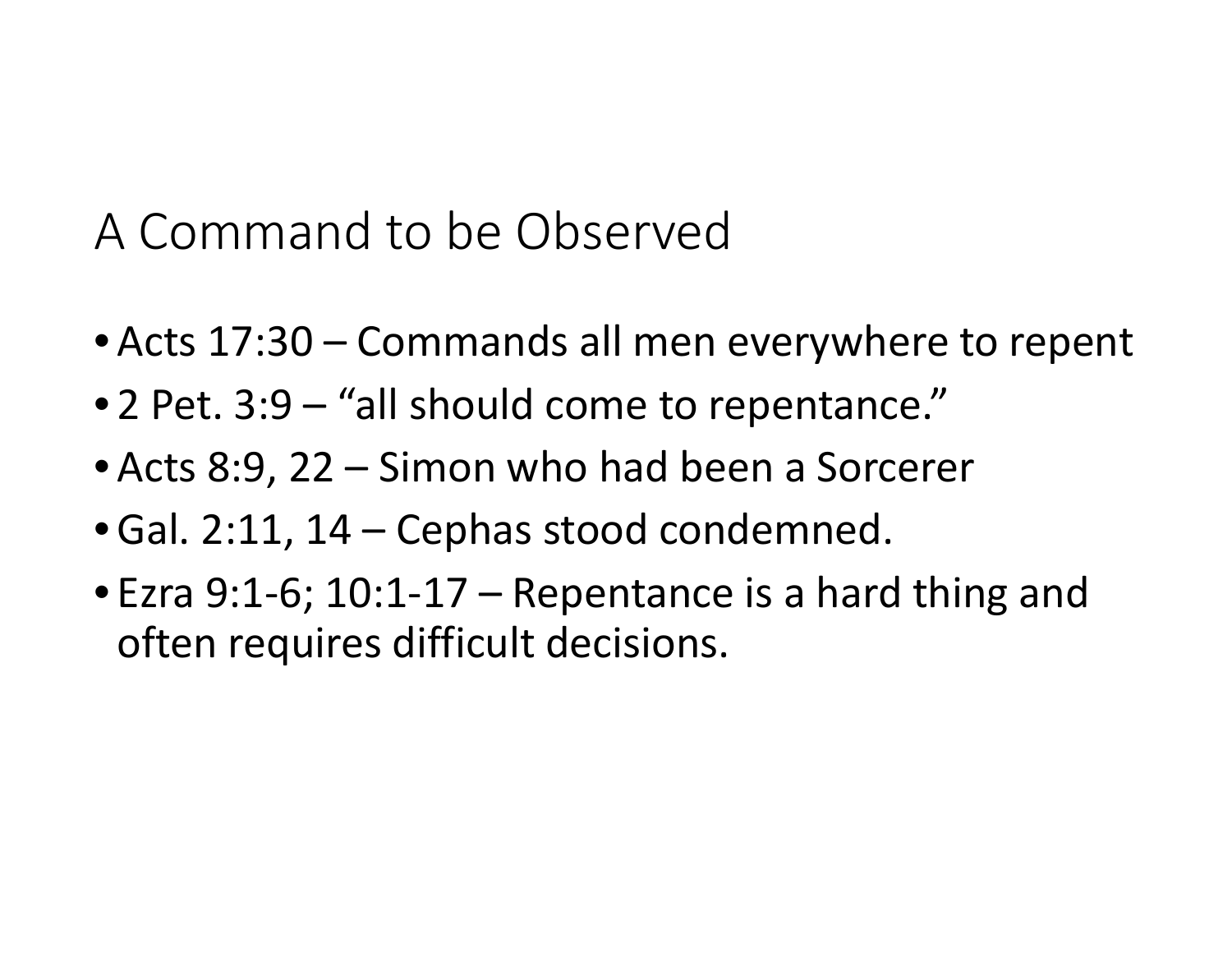## A Command to be Observed

- Acts 17:30 – Commands all men everywhere to repent
- 2 Pet. 3:9 – “all should come to repentance.”
- Acts 8:9, 22 – Simon who had been a Sorcerer
- Gal. 2:11, 14 – Cephas stood condemned.
- Ezra 9:1-6; 10:1-17 – Repentance is a hard thing and often requires difficult decisions.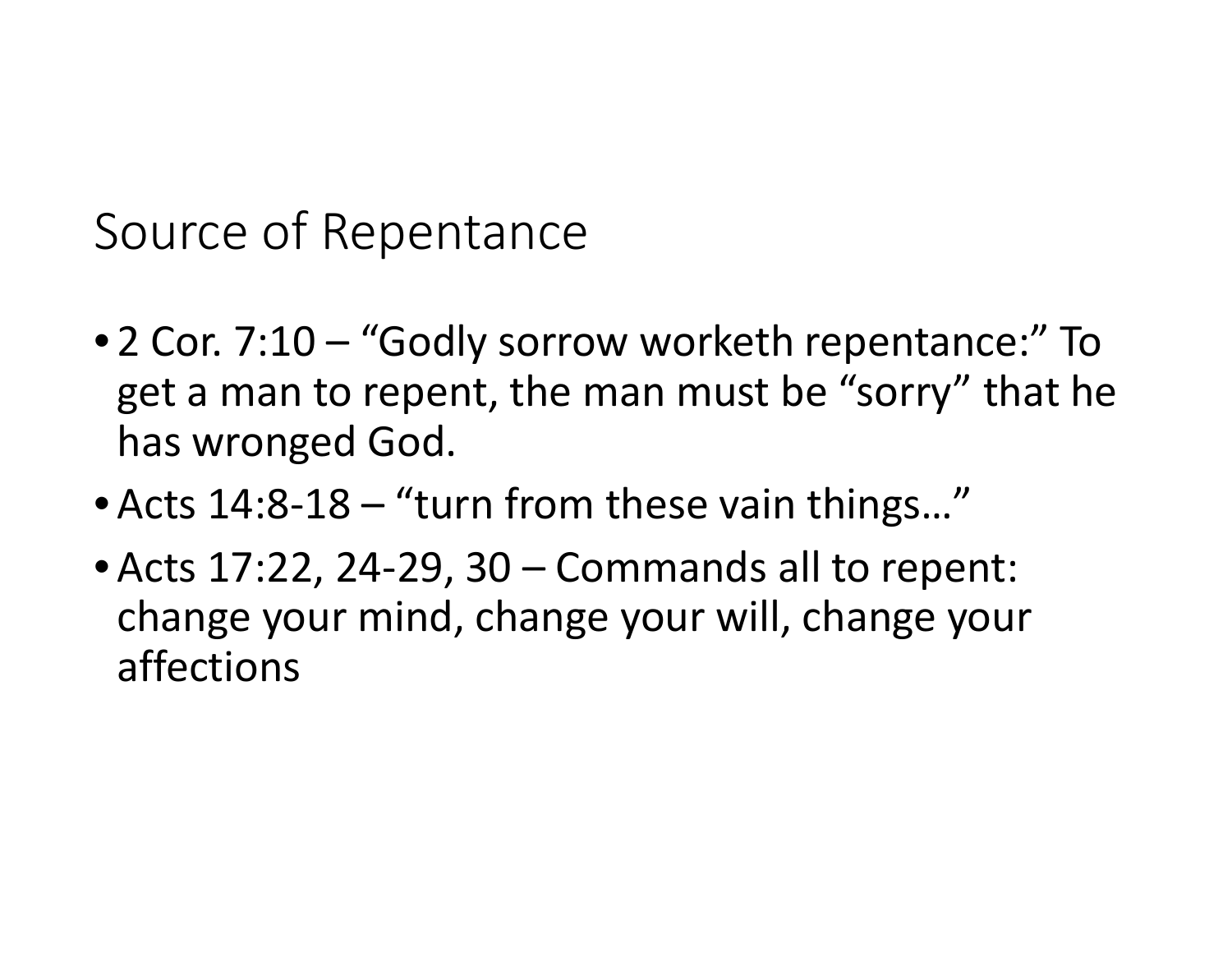# Source of Repentance

- 2 Cor. 7:10 – "Godly sorrow worketh repentance:" To get a man to repent, the man must be "sorry" that he has wronged God.
- Acts 14:8-18 – "turn from these vain things…"
- Acts 17:22, 24-29, 30 – Commands all to repent: change your mind, change your will, change your affections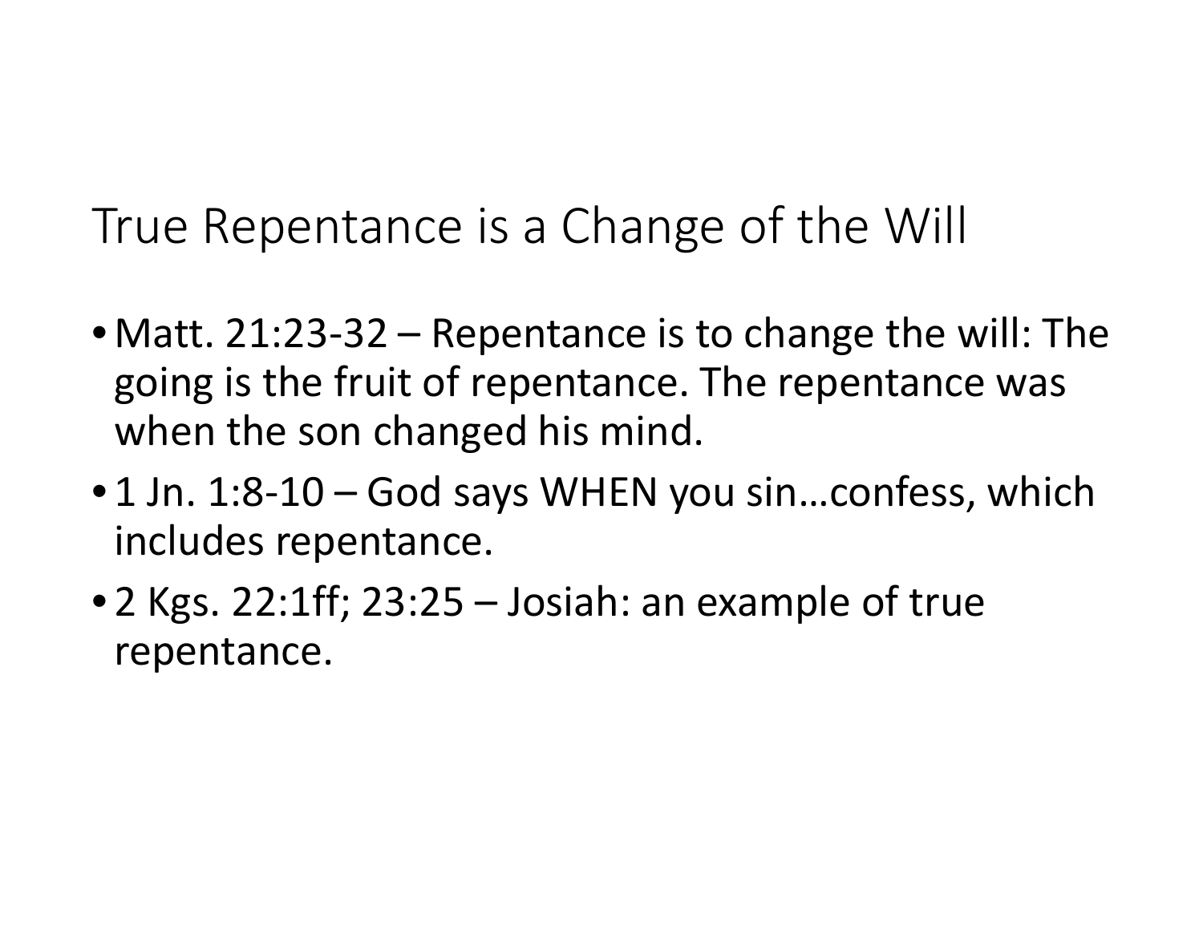# True Repentance is a Change of the Will

- Matt. 21:23-32 – Repentance is to change the will: The going is the fruit of repentance. The repentance was when the son changed his mind.
- 1 Jn. 1:8-10 – God says WHEN you sin…confess, which includes repentance.
- 2 Kgs. 22:1ff; 23:25 – Josiah: an example of true repentance.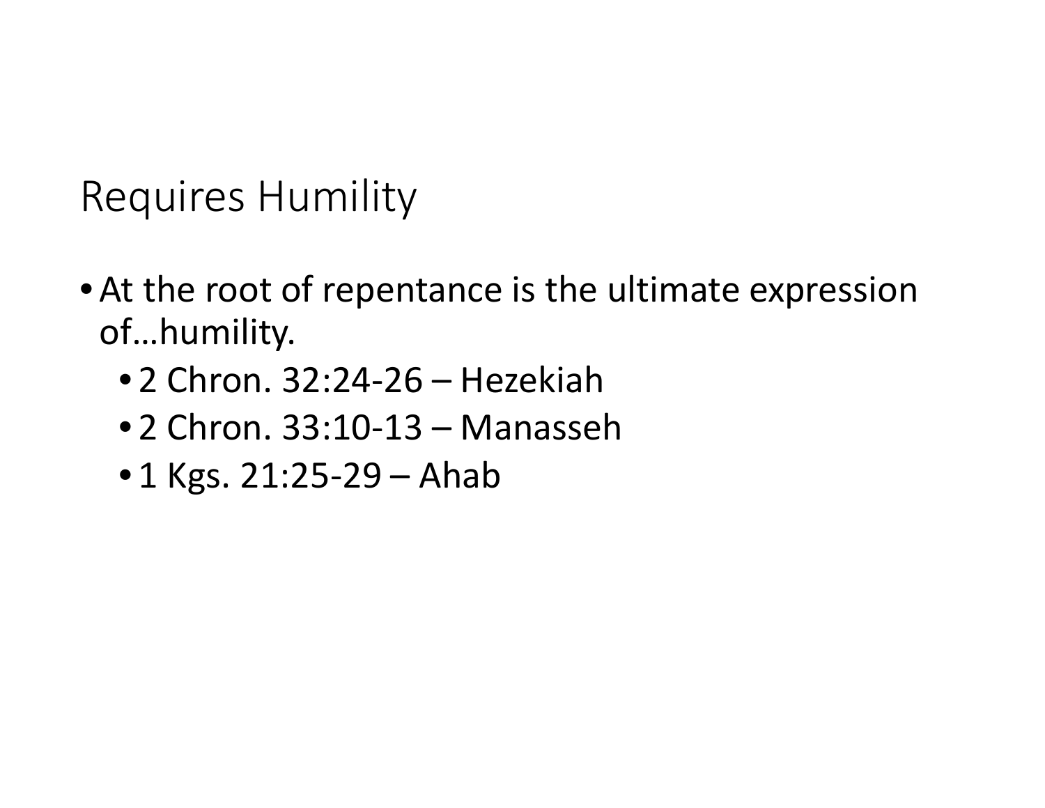# Requires Humility

- At the root of repentance is the ultimate expression of…humility.
  - 2 Chron. 32:24-26 – Hezekiah
  - 2 Chron. 33:10-13 – Manasseh
  - 1 Kgs. 21:25-29 – Ahab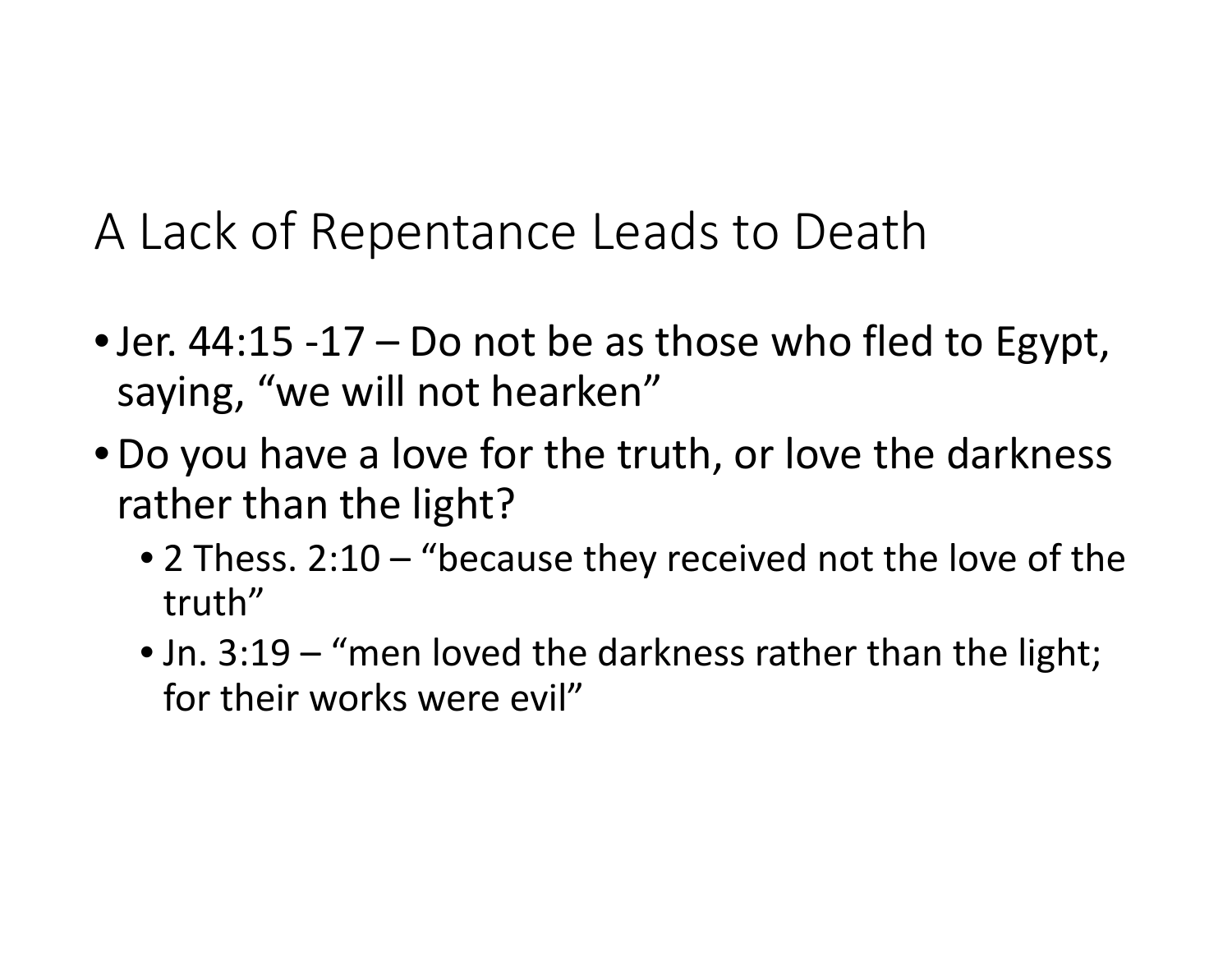# A Lack of Repentance Leads to Death

- Jer. 44:15 -17 – Do not be as those who fled to Egypt, saying, "we will not hearken"
- Do you have a love for the truth, or love the darkness rather than the light?
  - 2 Thess. 2:10 – "because they received not the love of the truth"
  - Jn. 3:19 – "men loved the darkness rather than the light; for their works were evil"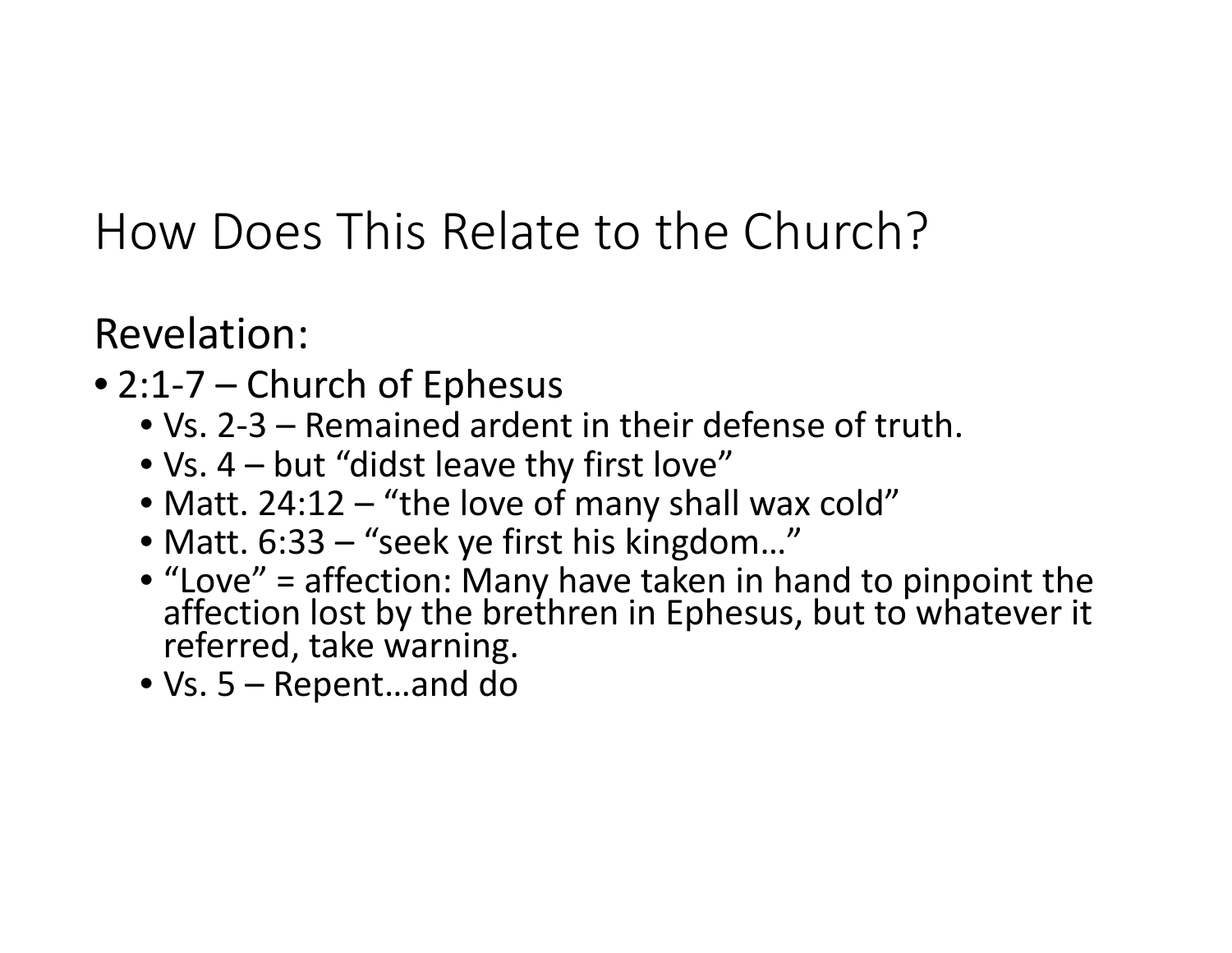# How Does This Relate to the Church?

## Revelation:

- 2:1-7 – Church of Ephesus
  - Vs. 2-3 – Remained ardent in their defense of truth.
  - Vs. 4 – but “didst leave thy first love”
  - Matt. 24:12 – “the love of many shall wax cold”
  - Matt. 6:33 – “seek ye first his kingdom…”
  - “Love” = affection: Many have taken in hand to pinpoint the affection lost by the brethren in Ephesus, but to whatever it referred, take warning.
  - Vs. 5 – Repent…and do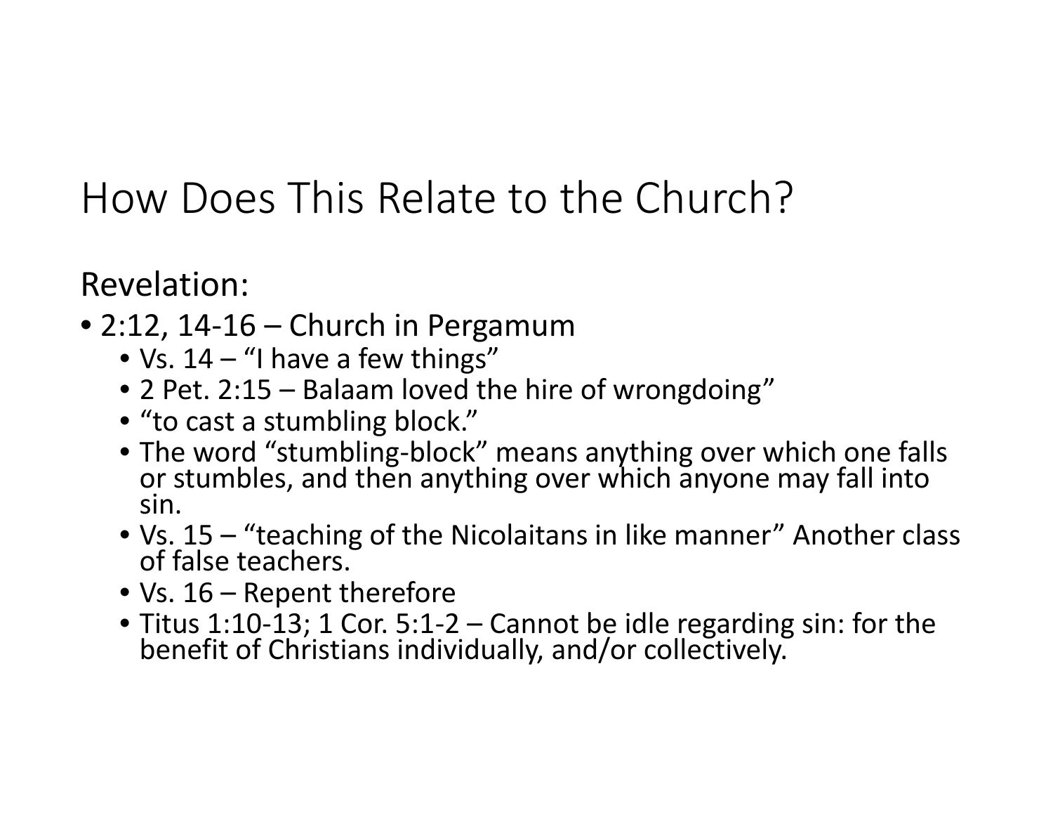# How Does This Relate to the Church?

Revelation:

- 2:12, 14-16 – Church in Pergamum
  - Vs. 14 – "I have a few things"
  - 2 Pet. 2:15 – Balaam loved the hire of wrongdoing"
  - "to cast a stumbling block."
  - The word "stumbling-block" means anything over which one falls or stumbles, and then anything over which anyone may fall into sin.
  - Vs. 15 – "teaching of the Nicolaitans in like manner" Another class of false teachers.
  - Vs. 16 – Repent therefore
  - Titus 1:10-13; 1 Cor. 5:1-2 – Cannot be idle regarding sin: for the benefit of Christians individually, and/or collectively.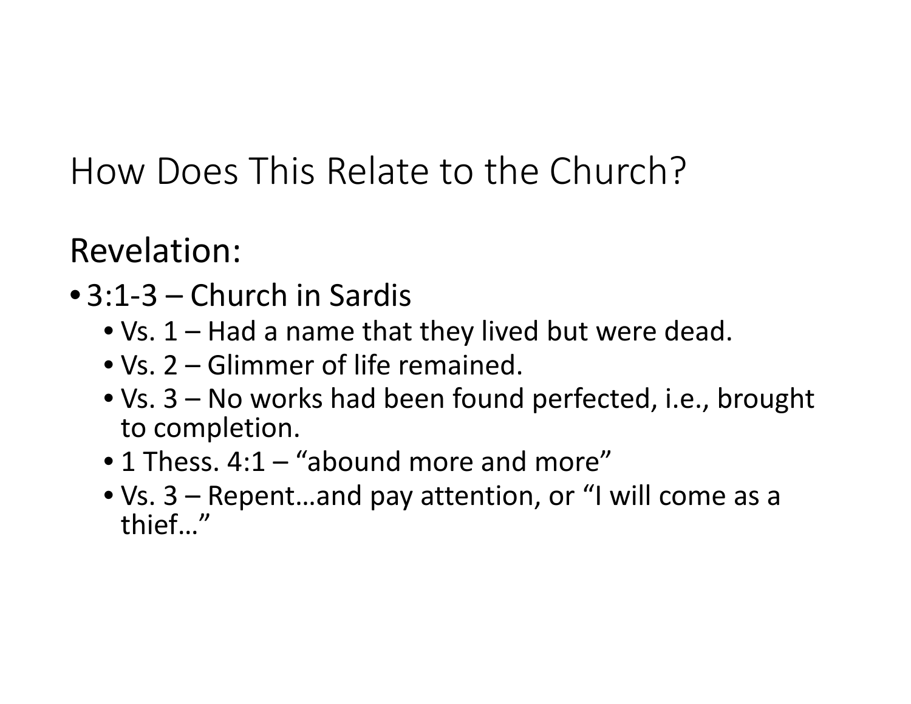# How Does This Relate to the Church?

## Revelation:

- 3:1-3 – Church in Sardis
  - Vs. 1 – Had a name that they lived but were dead.
  - Vs. 2 – Glimmer of life remained.
  - Vs. 3 – No works had been found perfected, i.e., brought to completion.
  - 1 Thess. 4:1 – “abound more and more”
  - Vs. 3 – Repent…and pay attention, or “I will come as a thief…”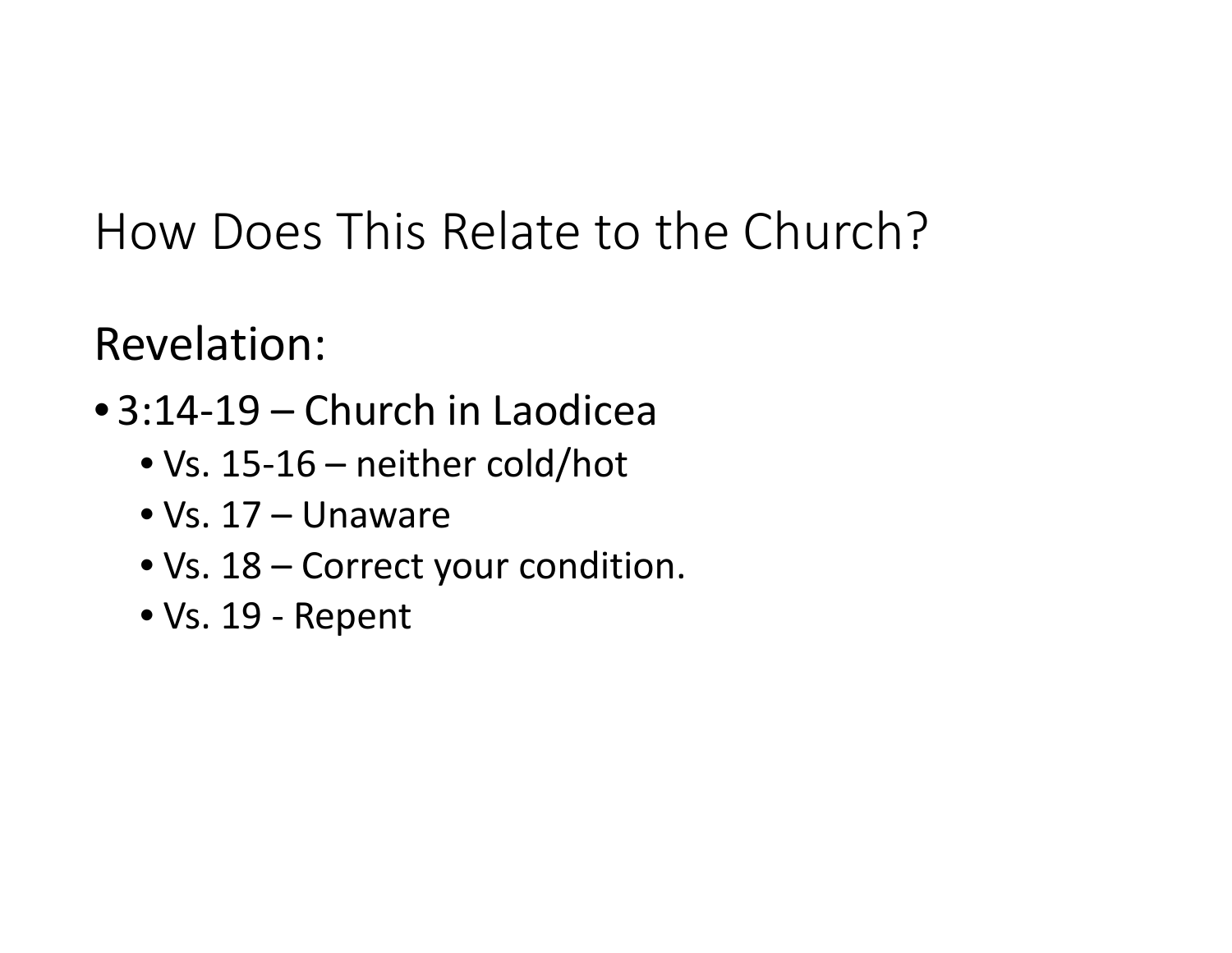# How Does This Relate to the Church?

## Revelation:

- 3:14-19 – Church in Laodicea
  - Vs. 15-16 – neither cold/hot
  - Vs. 17 – Unaware
  - Vs. 18 – Correct your condition.
  - Vs. 19 - Repent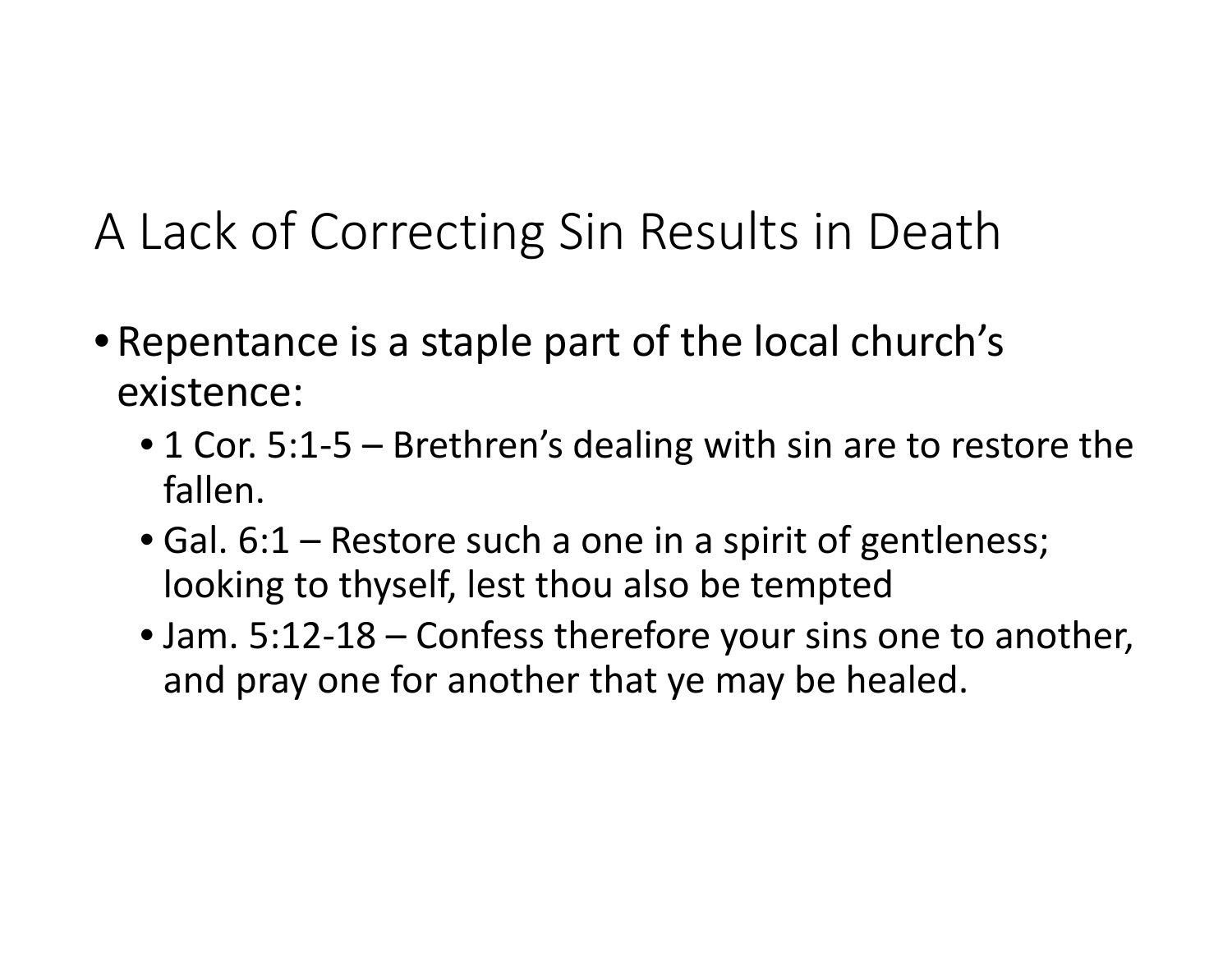# A Lack of Correcting Sin Results in Death

- Repentance is a staple part of the local church's existence:
  - 1 Cor. 5:1-5 – Brethren's dealing with sin are to restore the fallen.
  - Gal. 6:1 – Restore such a one in a spirit of gentleness; looking to thyself, lest thou also be tempted
  - Jam. 5:12-18 – Confess therefore your sins one to another, and pray one for another that ye may be healed.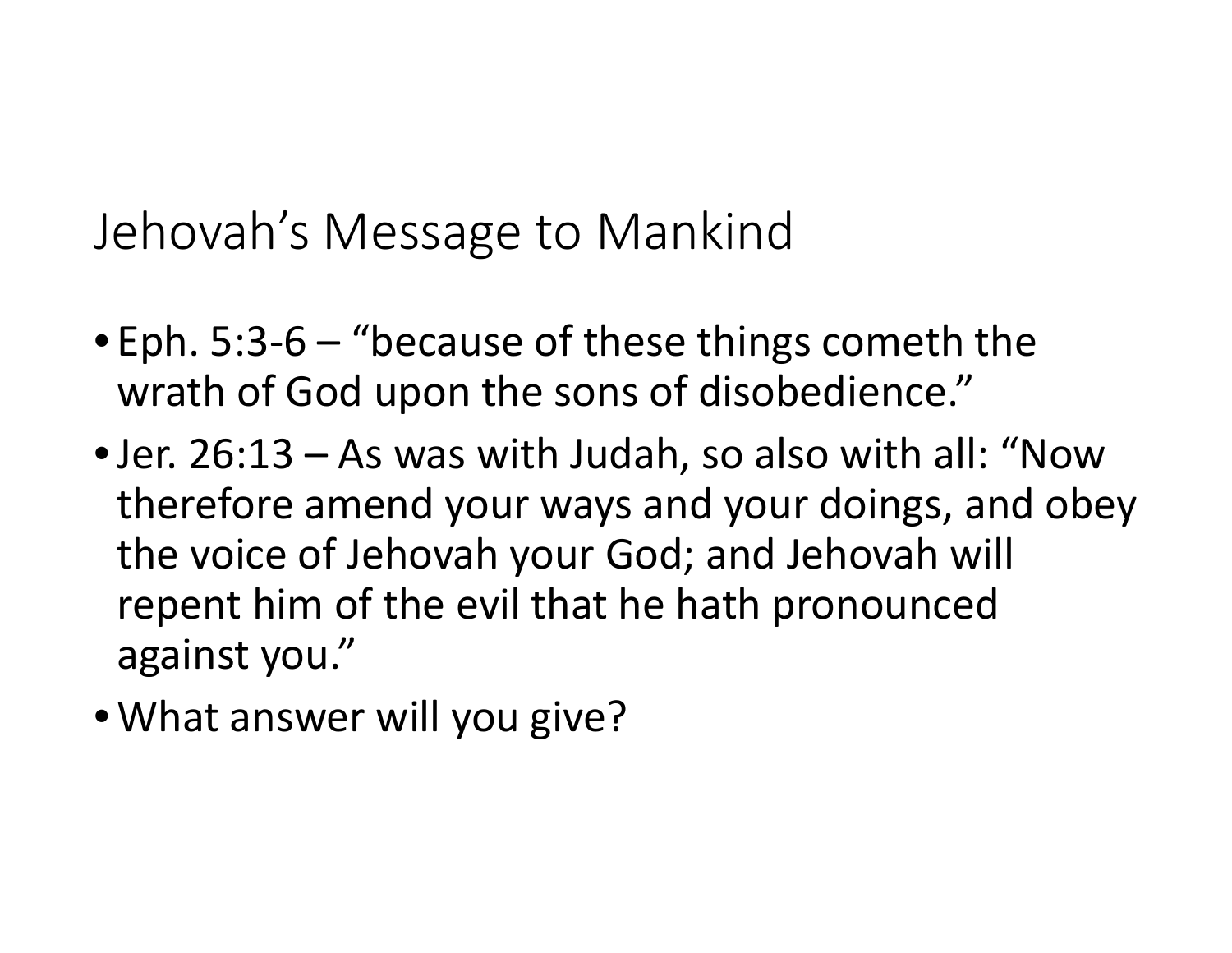# Jehovah's Message to Mankind

- Eph. 5:3-6 – "because of these things cometh the wrath of God upon the sons of disobedience."
- Jer. 26:13 – As was with Judah, so also with all: "Now therefore amend your ways and your doings, and obey the voice of Jehovah your God; and Jehovah will repent him of the evil that he hath pronounced against you."
- What answer will you give?